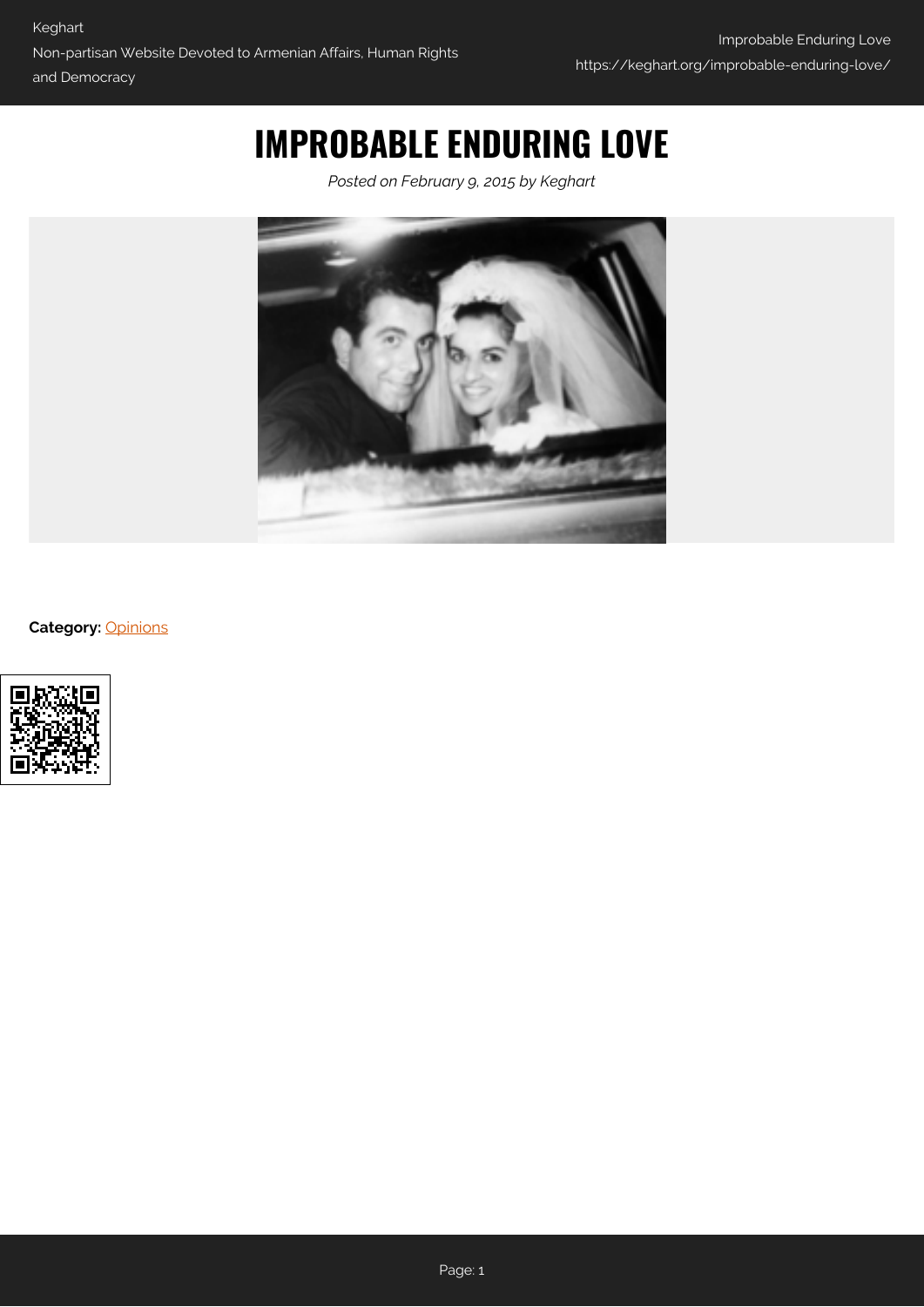# IMPROBABLE ENDURING LOVE

*Posted on February 9, 2015 by Keghart*

**Category:** Opinions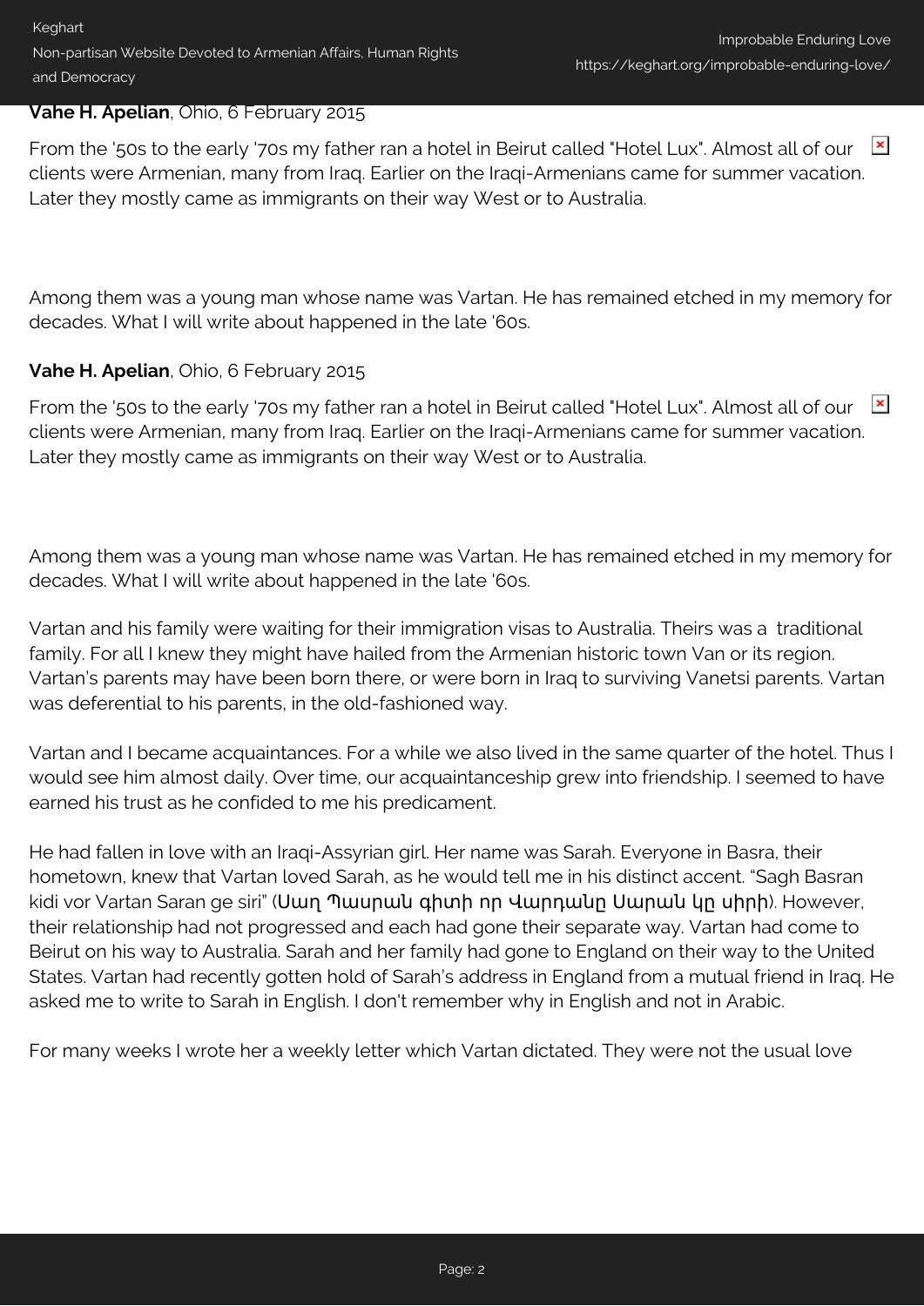**Vahe H. Apelian**, Ohio, 6 February 2015

From the '50s to the early '70s my father ran a hotel in Beirut called "Hotel Lux". Almost all of our clients were Armenian, many from Iraq. Earlier on the Iraqi-Armenians came for summer vacation. Later they mostly came as immigrants on their way West or to Australia.

Among them was a young man whose name was Vartan. He has remained etched in my memory for decades. What I will write about happened in the late '60s.

**Vahe H. Apelian**, Ohio, 6 February 2015

From the '50s to the early '70s my father ran a hotel in Beirut called "Hotel Lux". Almost all of our clients were Armenian, many from Iraq. Earlier on the Iraqi-Armenians came for summer vacation. Later they mostly came as immigrants on their way West or to Australia.

Among them was a young man whose name was Vartan. He has remained etched in my memory for decades. What I will write about happened in the late '60s.

Vartan and his family were waiting for their immigration visas to Australia. Theirs was a traditional family. For all I knew they might have hailed from the Armenian historic town Van or its region. Vartan's parents may have been born there, or were born in Iraq to surviving Vanetsi parents. Vartan was deferential to his parents, in the old-fashioned way.

Vartan and I became acquaintances. For a while we also lived in the same quarter of the hotel. Thus I would see him almost daily. Over time, our acquaintanceship grew into friendship. I seemed to have earned his trust as he confided to me his predicament.

He had fallen in love with an Iraqi-Assyrian girl. Her name was Sarah. Everyone in Basra, their hometown, knew that Vartan loved Sarah, as he would tell me in his distinct accent. "Sagh Basran kidi vor Vartan Saran ge siri" (Սաղ Պասրան գիտի որ Վարդանը Սարան կը սիրի). However, their relationship had not progressed and each had gone their separate way. Vartan had come to Beirut on his way to Australia. Sarah and her family had gone to England on their way to the United States. Vartan had recently gotten hold of Sarah's address in England from a mutual friend in Iraq. He asked me to write to Sarah in English. I don't remember why in English and not in Arabic.

For many weeks I wrote her a weekly letter which Vartan dictated. They were not the usual love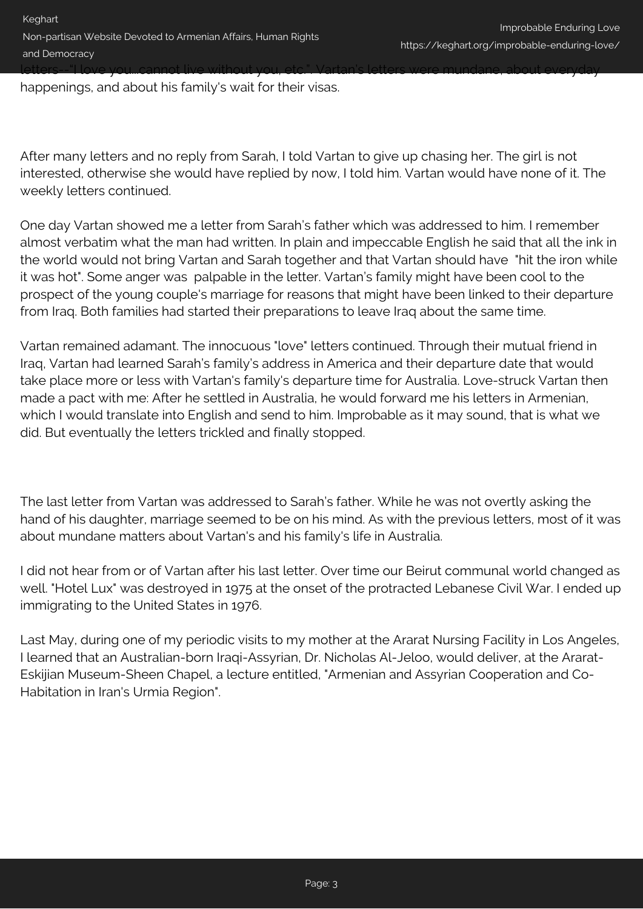letters--"I love you...cannot live without you, etc.". Vartan's letters were mundane, about everyday happenings, and about his family's wait for their visas.

After many letters and no reply from Sarah, I told Vartan to give up chasing her. The girl is not interested, otherwise she would have replied by now, I told him. Vartan would have none of it. The weekly letters continued.

One day Vartan showed me a letter from Sarah's father which was addressed to him. I remember almost verbatim what the man had written. In plain and impeccable English he said that all the ink in the world would not bring Vartan and Sarah together and that Vartan should have "hit the iron while it was hot". Some anger was palpable in the letter. Vartan's family might have been cool to the prospect of the young couple's marriage for reasons that might have been linked to their departure from Iraq. Both families had started their preparations to leave Iraq about the same time.

Vartan remained adamant. The innocuous "love" letters continued. Through their mutual friend in Iraq, Vartan had learned Sarah's family's address in America and their departure date that would take place more or less with Vartan's family's departure time for Australia. Love-struck Vartan then made a pact with me: After he settled in Australia, he would forward me his letters in Armenian, which I would translate into English and send to him. Improbable as it may sound, that is what we did. But eventually the letters trickled and finally stopped.

The last letter from Vartan was addressed to Sarah's father. While he was not overtly asking the hand of his daughter, marriage seemed to be on his mind. As with the previous letters, most of it was about mundane matters about Vartan's and his family's life in Australia.

I did not hear from or of Vartan after his last letter. Over time our Beirut communal world changed as well. "Hotel Lux" was destroyed in 1975 at the onset of the protracted Lebanese Civil War. I ended up immigrating to the United States in 1976.

Last May, during one of my periodic visits to my mother at the Ararat Nursing Facility in Los Angeles, I learned that an Australian-born Iraqi-Assyrian, Dr. Nicholas Al-Jeloo, would deliver, at the Ararat-Eskijian Museum-Sheen Chapel, a lecture entitled, "Armenian and Assyrian Cooperation and Co-Habitation in Iran's Urmia Region".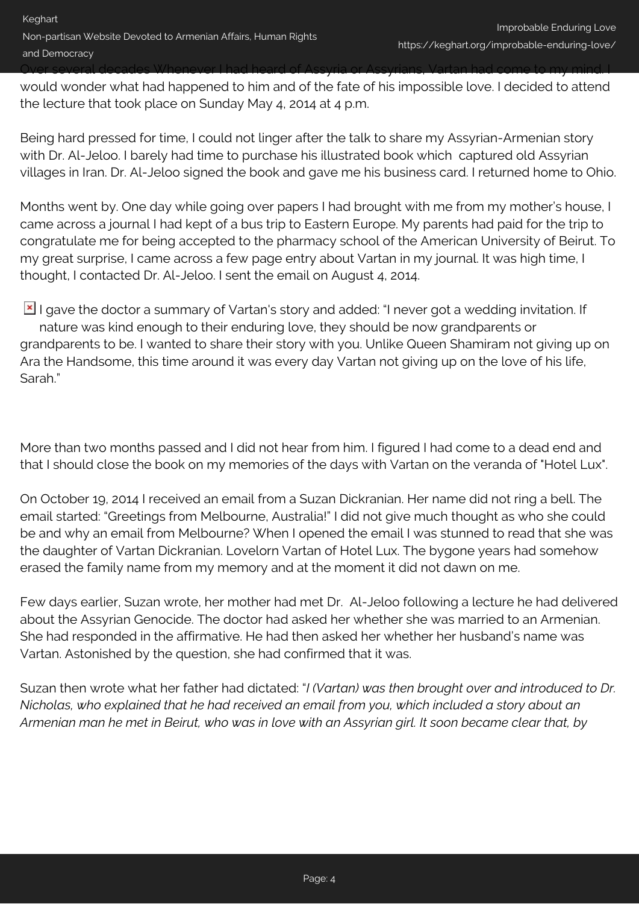Over several decades Whenever I had heard of Assyria or Assyrians, Vartan had come to my mind. I would wonder what had happened to him and of the fate of his impossible love. I decided to attend the lecture that took place on Sunday May 4, 2014 at 4 p.m.

Being hard pressed for time, I could not linger after the talk to share my Assyrian-Armenian story with Dr. Al-Jeloo. I barely had time to purchase his illustrated book which captured old Assyrian villages in Iran. Dr. Al-Jeloo signed the book and gave me his business card. I returned home to Ohio.

Months went by. One day while going over papers I had brought with me from my mother's house, I came across a journal I had kept of a bus trip to Eastern Europe. My parents had paid for the trip to congratulate me for being accepted to the pharmacy school of the American University of Beirut. To my great surprise, I came across a few page entry about Vartan in my journal. It was high time, I thought, I contacted Dr. Al-Jeloo. I sent the email on August 4, 2014.

I gave the doctor a summary of Vartan's story and added: "I never got a wedding invitation. If nature was kind enough to their enduring love, they should be now grandparents or grandparents to be. I wanted to share their story with you. Unlike Queen Shamiram not giving up on Ara the Handsome, this time around it was every day Vartan not giving up on the love of his life, Sarah."

More than two months passed and I did not hear from him. I figured I had come to a dead end and that I should close the book on my memories of the days with Vartan on the veranda of "Hotel Lux".

On October 19, 2014 I received an email from a Suzan Dickranian. Her name did not ring a bell. The email started: "Greetings from Melbourne, Australia!" I did not give much thought as who she could be and why an email from Melbourne? When I opened the email I was stunned to read that she was the daughter of Vartan Dickranian. Lovelorn Vartan of Hotel Lux. The bygone years had somehow erased the family name from my memory and at the moment it did not dawn on me.

Few days earlier, Suzan wrote, her mother had met Dr. Al-Jeloo following a lecture he had delivered about the Assyrian Genocide. The doctor had asked her whether she was married to an Armenian. She had responded in the affirmative. He had then asked her whether her husband's name was Vartan. Astonished by the question, she had confirmed that it was.

Suzan then wrote what her father had dictated: "*I (Vartan) was then brought over and introduced to Dr. Nicholas, who explained that he had received an email from you, which included a story about an Armenian man he met in Beirut, who was in love with an Assyrian girl. It soon became clear that, by*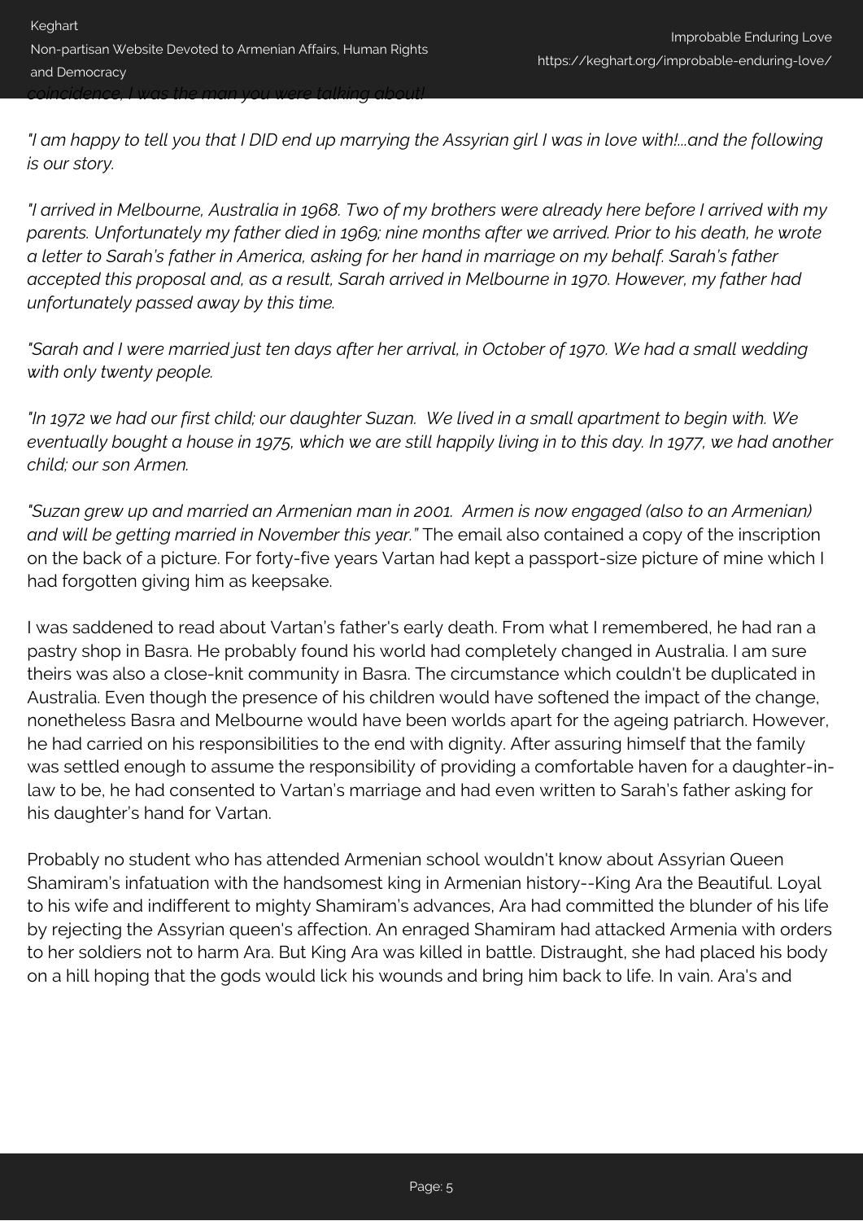*coincidence, I was the man you were talking about!*

*"I am happy to tell you that I DID end up marrying the Assyrian girl I was in love with!...and the following is our story.*

*"I arrived in Melbourne, Australia in 1968. Two of my brothers were already here before I arrived with my parents. Unfortunately my father died in 1969; nine months after we arrived. Prior to his death, he wrote a letter to Sarah's father in America, asking for her hand in marriage on my behalf. Sarah's father accepted this proposal and, as a result, Sarah arrived in Melbourne in 1970. However, my father had unfortunately passed away by this time.*

*"Sarah and I were married just ten days after her arrival, in October of 1970. We had a small wedding with only twenty people.*

*"In 1972 we had our first child; our daughter Suzan. We lived in a small apartment to begin with. We eventually bought a house in 1975, which we are still happily living in to this day. In 1977, we had another child; our son Armen.*

*"Suzan grew up and married an Armenian man in 2001. Armen is now engaged (also to an Armenian) and will be getting married in November this year."* The email also contained a copy of the inscription on the back of a picture. For forty-five years Vartan had kept a passport-size picture of mine which I had forgotten giving him as keepsake.

I was saddened to read about Vartan's father's early death. From what I remembered, he had ran a pastry shop in Basra. He probably found his world had completely changed in Australia. I am sure theirs was also a close-knit community in Basra. The circumstance which couldn't be duplicated in Australia. Even though the presence of his children would have softened the impact of the change, nonetheless Basra and Melbourne would have been worlds apart for the ageing patriarch. However, he had carried on his responsibilities to the end with dignity. After assuring himself that the family was settled enough to assume the responsibility of providing a comfortable haven for a daughter-in-law to be, he had consented to Vartan's marriage and had even written to Sarah's father asking for his daughter's hand for Vartan.

Probably no student who has attended Armenian school wouldn't know about Assyrian Queen Shamiram's infatuation with the handsomest king in Armenian history--King Ara the Beautiful. Loyal to his wife and indifferent to mighty Shamiram's advances, Ara had committed the blunder of his life by rejecting the Assyrian queen's affection. An enraged Shamiram had attacked Armenia with orders to her soldiers not to harm Ara. But King Ara was killed in battle. Distraught, she had placed his body on a hill hoping that the gods would lick his wounds and bring him back to life. In vain. Ara's and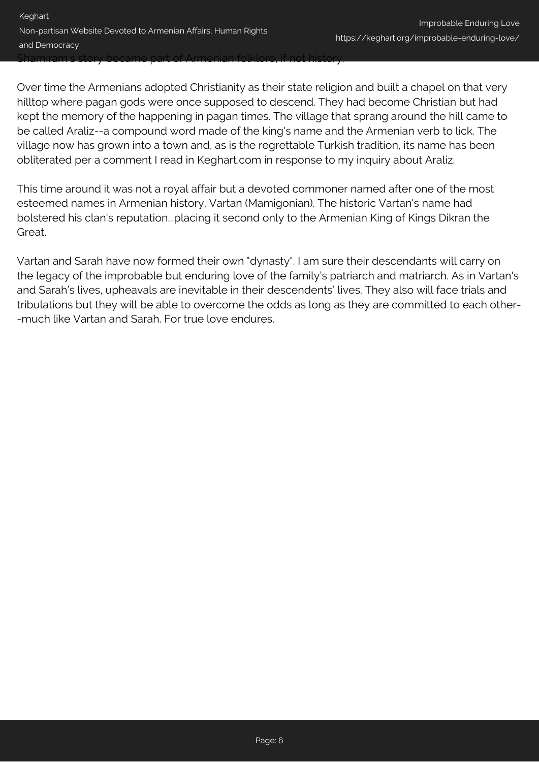Shamiram's story became part of Armenian folklore, if not history.

Over time the Armenians adopted Christianity as their state religion and built a chapel on that very hilltop where pagan gods were once supposed to descend. They had become Christian but had kept the memory of the happening in pagan times. The village that sprang around the hill came to be called Araliz--a compound word made of the king's name and the Armenian verb to lick. The village now has grown into a town and, as is the regrettable Turkish tradition, its name has been obliterated per a comment I read in Keghart.com in response to my inquiry about Araliz.

This time around it was not a royal affair but a devoted commoner named after one of the most esteemed names in Armenian history, Vartan (Mamigonian). The historic Vartan's name had bolstered his clan's reputation...placing it second only to the Armenian King of Kings Dikran the Great.

Vartan and Sarah have now formed their own "dynasty". I am sure their descendants will carry on the legacy of the improbable but enduring love of the family's patriarch and matriarch. As in Vartan's and Sarah's lives, upheavals are inevitable in their descendents' lives. They also will face trials and tribulations but they will be able to overcome the odds as long as they are committed to each other--much like Vartan and Sarah. For true love endures.